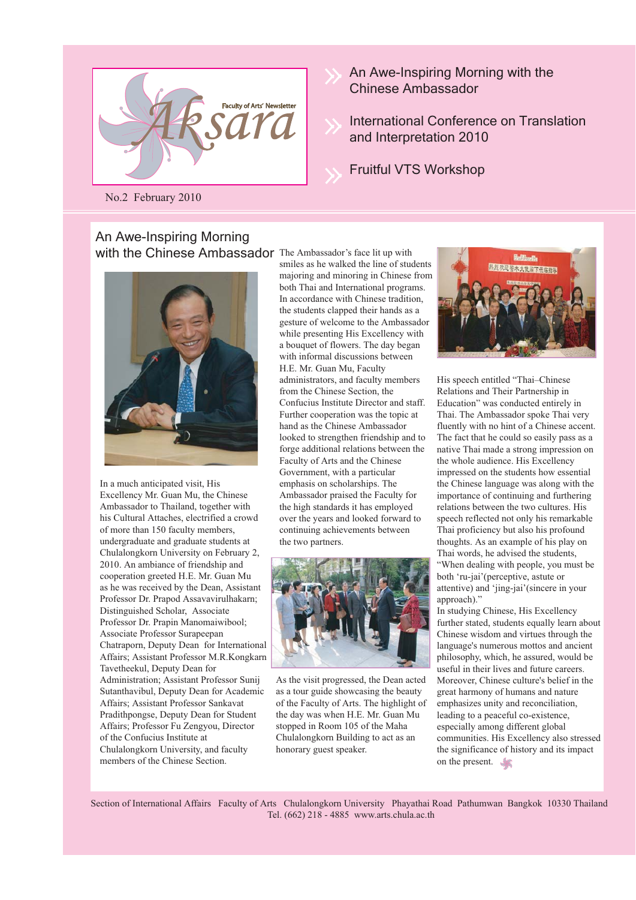# Aksara

Faculty of Arts' Newsletter

No.2 February 2010

- An Awe-Inspiring Morning with the Chinese Ambassador
- International Conference on Translation and Interpretation 2010
- Fruitful VTS Workshop

## An Awe-Inspiring Morning with the Chinese Ambassador

In a much anticipated visit, His Excellency Mr. Guan Mu, the Chinese Ambassador to Thailand, together with his Cultural Attaches, electrified a crowd of more than 150 faculty members, undergraduate and graduate students at Chulalongkorn University on February 2, 2010. An ambiance of friendship and cooperation greeted H.E. Mr. Guan Mu as he was received by the Dean, Assistant Professor Dr. Prapod Assavavirulhakarn; Distinguished Scholar, Associate Professor Dr. Prapin Manomaiwibool; Associate Professor Surapeepan Chatraporn, Deputy Dean for International Affairs; Assistant Professor M.R.Kongkarn Tavetheekul, Deputy Dean for Administration; Assistant Professor Sunij Sutanthavibul, Deputy Dean for Academic Affairs; Assistant Professor Sankavat Pradithpongse, Deputy Dean for Student Affairs; Professor Fu Zengyou, Director of the Confucius Institute at Chulalongkorn University, and faculty members of the Chinese Section.

The Ambassador's face lit up with smiles as he walked the line of students majoring and minoring in Chinese from both Thai and International programs. In accordance with Chinese tradition, the students clapped their hands as a gesture of welcome to the Ambassador while presenting His Excellency with a bouquet of flowers. The day began with informal discussions between H.E. Mr. Guan Mu, Faculty administrators, and faculty members from the Chinese Section, the Confucius Institute Director and staff. Further cooperation was the topic at hand as the Chinese Ambassador looked to strengthen friendship and to forge additional relations between the Faculty of Arts and the Chinese Government, with a particular emphasis on scholarships. The Ambassador praised the Faculty for the high standards it has employed over the years and looked forward to continuing achievements between the two partners.

As the visit progressed, the Dean acted as a tour guide showcasing the beauty of the Faculty of Arts. The highlight of the day was when H.E. Mr. Guan Mu stopped in Room 105 of the Maha Chulalongkorn Building to act as an honorary guest speaker.

His speech entitled "Thai–Chinese Relations and Their Partnership in Education" was conducted entirely in Thai. The Ambassador spoke Thai very fluently with no hint of a Chinese accent. The fact that he could so easily pass as a native Thai made a strong impression on the whole audience. His Excellency impressed on the students how essential the Chinese language was along with the importance of continuing and furthering relations between the two cultures. His speech reflected not only his remarkable Thai proficiency but also his profound thoughts. As an example of his play on Thai words, he advised the students, "When dealing with people, you must be both 'ru-jai'(perceptive, astute or attentive) and 'jing-jai'(sincere in your approach)."

In studying Chinese, His Excellency further stated, students equally learn about Chinese wisdom and virtues through the language's numerous mottos and ancient philosophy, which, he assured, would be useful in their lives and future careers. Moreover, Chinese culture's belief in the great harmony of humans and nature emphasizes unity and reconciliation, leading to a peaceful co-existence, especially among different global communities. His Excellency also stressed the significance of history and its impact on the present.

Section of International Affairs Faculty of Arts Chulalongkorn University Phayathai Road Pathumwan Bangkok 10330 Thailand
Tel. (662) 218 - 4885 www.arts.chula.ac.th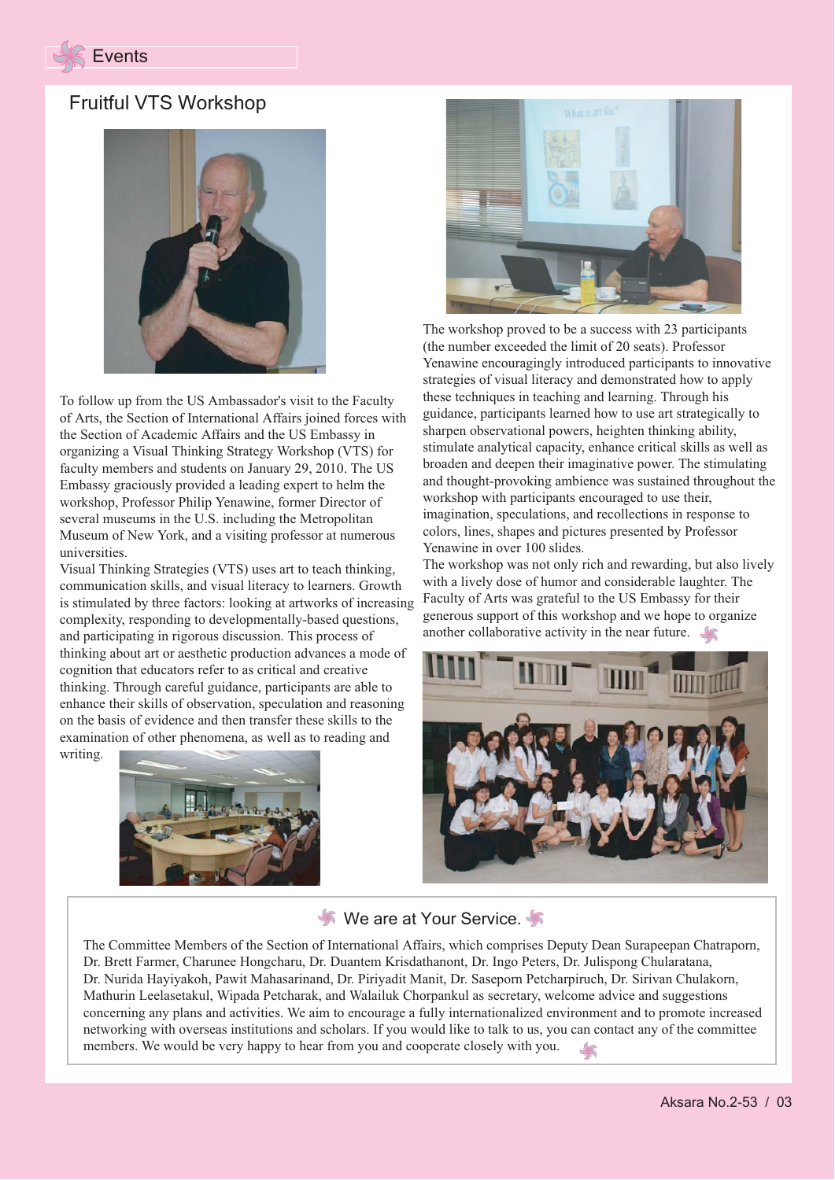## Events

### Fruitful VTS Workshop

To follow up from the US Ambassador's visit to the Faculty of Arts, the Section of International Affairs joined forces with the Section of Academic Affairs and the US Embassy in organizing a Visual Thinking Strategy Workshop (VTS) for faculty members and students on January 29, 2010. The US Embassy graciously provided a leading expert to helm the workshop, Professor Philip Yenawine, former Director of several museums in the U.S. including the Metropolitan Museum of New York, and a visiting professor at numerous universities.

Visual Thinking Strategies (VTS) uses art to teach thinking, communication skills, and visual literacy to learners. Growth is stimulated by three factors: looking at artworks of increasing complexity, responding to developmentally-based questions, and participating in rigorous discussion. This process of thinking about art or aesthetic production advances a mode of cognition that educators refer to as critical and creative thinking. Through careful guidance, participants are able to enhance their skills of observation, speculation and reasoning on the basis of evidence and then transfer these skills to the examination of other phenomena, as well as to reading and writing.

The workshop proved to be a success with 23 participants (the number exceeded the limit of 20 seats). Professor Yenawine encouragingly introduced participants to innovative strategies of visual literacy and demonstrated how to apply these techniques in teaching and learning. Through his guidance, participants learned how to use art strategically to sharpen observational powers, heighten thinking ability, stimulate analytical capacity, enhance critical skills as well as broaden and deepen their imaginative power. The stimulating and thought-provoking ambience was sustained throughout the workshop with participants encouraged to use their, imagination, speculations, and recollections in response to colors, lines, shapes and pictures presented by Professor Yenawine in over 100 slides.

The workshop was not only rich and rewarding, but also lively with a lively dose of humor and considerable laughter. The Faculty of Arts was grateful to the US Embassy for their generous support of this workshop and we hope to organize another collaborative activity in the near future.

### We are at Your Service.

The Committee Members of the Section of International Affairs, which comprises Deputy Dean Surapeepan Chatraporn, Dr. Brett Farmer, Charunee Hongcharu, Dr. Duantem Krisdathanont, Dr. Ingo Peters, Dr. Julispong Chularatana, Dr. Nurida Hayiyakoh, Pawit Mahasarinand, Dr. Piriyadit Manit, Dr. Saseporn Petcharpiruch, Dr. Sirivan Chulakorn, Mathurin Leelasetakul, Wipada Petcharak, and Walailuk Chorpankul as secretary, welcome advice and suggestions concerning any plans and activities. We aim to encourage a fully internationalized environment and to promote increased networking with overseas institutions and scholars. If you would like to talk to us, you can contact any of the committee members. We would be very happy to hear from you and cooperate closely with you.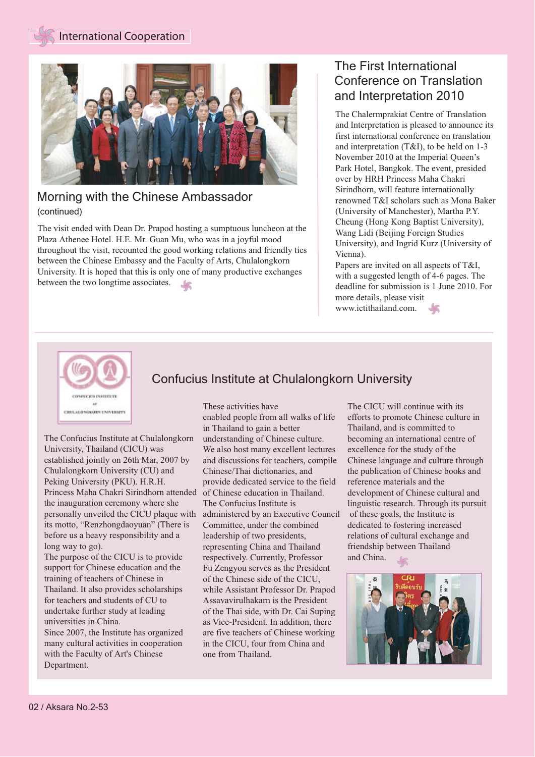## Morning with the Chinese Ambassador

(continued)

The visit ended with Dean Dr. Prapod hosting a sumptuous luncheon at the Plaza Athenee Hotel. H.E. Mr. Guan Mu, who was in a joyful mood throughout the visit, recounted the good working relations and friendly ties between the Chinese Embassy and the Faculty of Arts, Chulalongkorn University. It is hoped that this is only one of many productive exchanges between the two longtime associates.

## The First International Conference on Translation and Interpretation 2010

The Chalermprakiat Centre of Translation and Interpretation is pleased to announce its first international conference on translation and interpretation (T&I), to be held on 1-3 November 2010 at the Imperial Queen's Park Hotel, Bangkok. The event, presided over by HRH Princess Maha Chakri Sirindhorn, will feature internationally renowned T&I scholars such as Mona Baker (University of Manchester), Martha P.Y. Cheung (Hong Kong Baptist University), Wang Lidi (Beijing Foreign Studies University), and Ingrid Kurz (University of Vienna).

Papers are invited on all aspects of T&I, with a suggested length of 4-6 pages. The deadline for submission is 1 June 2010. For more details, please visit www.ictithailand.com.

## Confucius Institute at Chulalongkorn University

The Confucius Institute at Chulalongkorn University, Thailand (CICU) was established jointly on 26th Mar, 2007 by Chulalongkorn University (CU) and Peking University (PKU). H.R.H. Princess Maha Chakri Sirindhorn attended the inauguration ceremony where she personally unveiled the CICU plaque with its motto, "Renzhongdaoyuan" (There is before us a heavy responsibility and a long way to go).

The purpose of the CICU is to provide support for Chinese education and the training of teachers of Chinese in Thailand. It also provides scholarships for teachers and students of CU to undertake further study at leading universities in China.

Since 2007, the Institute has organized many cultural activities in cooperation with the Faculty of Art's Chinese Department. These activities have enabled people from all walks of life in Thailand to gain a better understanding of Chinese culture. We also host many excellent lectures and discussions for teachers, compile Chinese/Thai dictionaries, and provide dedicated service to the field of Chinese education in Thailand.

The Confucius Institute is administered by an Executive Council Committee, under the combined leadership of two presidents, representing China and Thailand respectively. Currently, Professor Fu Zengyou serves as the President of the Chinese side of the CICU, while Assistant Professor Dr. Prapod Assavavirulhakarn is the President of the Thai side, with Dr. Cai Suping as Vice-President. In addition, there are five teachers of Chinese working in the CICU, four from China and one from Thailand.

The CICU will continue with its efforts to promote Chinese culture in Thailand, and is committed to becoming an international centre of excellence for the study of the Chinese language and culture through the publication of Chinese books and reference materials and the development of Chinese cultural and linguistic research. Through its pursuit of these goals, the Institute is dedicated to fostering increased relations of cultural exchange and friendship between Thailand and China.